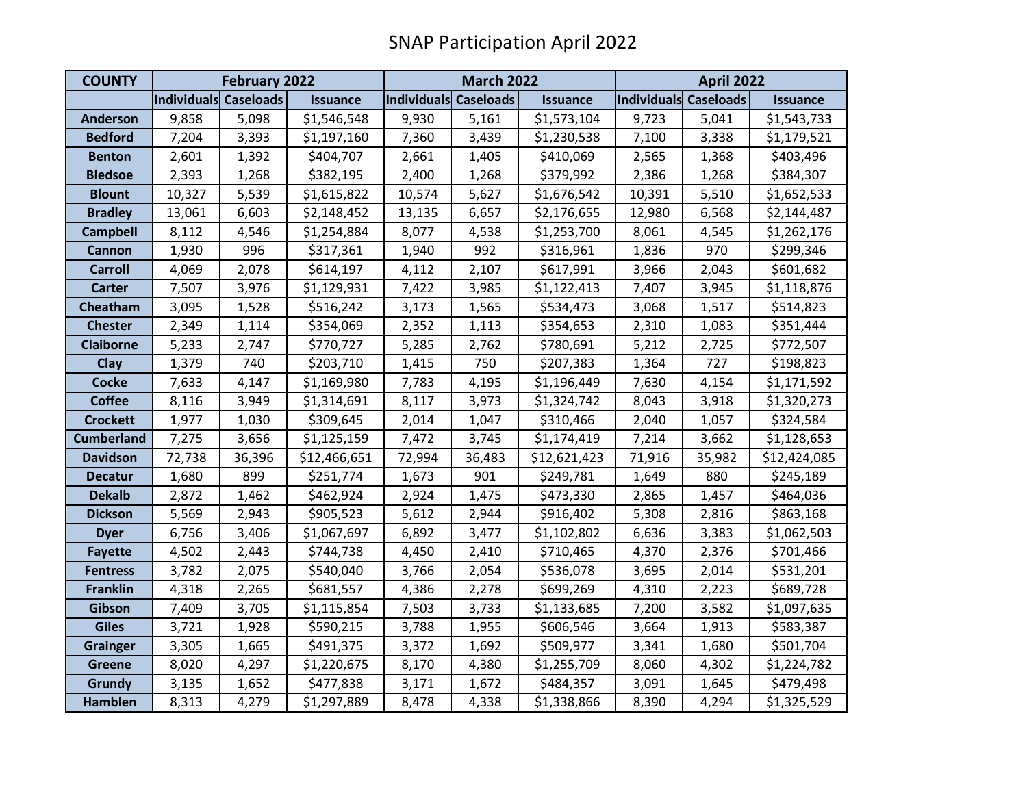# SNAP Participation April 2022

| COUNTY | February 2022 | | | March 2022 | | | April 2022 | | |
|---|---|---|---|---|---|---|---|---|---|
| | Individuals | Caseloads | Issuance | Individuals | Caseloads | Issuance | Individuals | Caseloads | Issuance |
| Anderson | 9,858 | 5,098 | $1,546,548 | 9,930 | 5,161 | $1,573,104 | 9,723 | 5,041 | $1,543,733 |
| Bedford | 7,204 | 3,393 | $1,197,160 | 7,360 | 3,439 | $1,230,538 | 7,100 | 3,338 | $1,179,521 |
| Benton | 2,601 | 1,392 | $404,707 | 2,661 | 1,405 | $410,069 | 2,565 | 1,368 | $403,496 |
| Bledsoe | 2,393 | 1,268 | $382,195 | 2,400 | 1,268 | $379,992 | 2,386 | 1,268 | $384,307 |
| Blount | 10,327 | 5,539 | $1,615,822 | 10,574 | 5,627 | $1,676,542 | 10,391 | 5,510 | $1,652,533 |
| Bradley | 13,061 | 6,603 | $2,148,452 | 13,135 | 6,657 | $2,176,655 | 12,980 | 6,568 | $2,144,487 |
| Campbell | 8,112 | 4,546 | $1,254,884 | 8,077 | 4,538 | $1,253,700 | 8,061 | 4,545 | $1,262,176 |
| Cannon | 1,930 | 996 | $317,361 | 1,940 | 992 | $316,961 | 1,836 | 970 | $299,346 |
| Carroll | 4,069 | 2,078 | $614,197 | 4,112 | 2,107 | $617,991 | 3,966 | 2,043 | $601,682 |
| Carter | 7,507 | 3,976 | $1,129,931 | 7,422 | 3,985 | $1,122,413 | 7,407 | 3,945 | $1,118,876 |
| Cheatham | 3,095 | 1,528 | $516,242 | 3,173 | 1,565 | $534,473 | 3,068 | 1,517 | $514,823 |
| Chester | 2,349 | 1,114 | $354,069 | 2,352 | 1,113 | $354,653 | 2,310 | 1,083 | $351,444 |
| Claiborne | 5,233 | 2,747 | $770,727 | 5,285 | 2,762 | $780,691 | 5,212 | 2,725 | $772,507 |
| Clay | 1,379 | 740 | $203,710 | 1,415 | 750 | $207,383 | 1,364 | 727 | $198,823 |
| Cocke | 7,633 | 4,147 | $1,169,980 | 7,783 | 4,195 | $1,196,449 | 7,630 | 4,154 | $1,171,592 |
| Coffee | 8,116 | 3,949 | $1,314,691 | 8,117 | 3,973 | $1,324,742 | 8,043 | 3,918 | $1,320,273 |
| Crockett | 1,977 | 1,030 | $309,645 | 2,014 | 1,047 | $310,466 | 2,040 | 1,057 | $324,584 |
| Cumberland | 7,275 | 3,656 | $1,125,159 | 7,472 | 3,745 | $1,174,419 | 7,214 | 3,662 | $1,128,653 |
| Davidson | 72,738 | 36,396 | $12,466,651 | 72,994 | 36,483 | $12,621,423 | 71,916 | 35,982 | $12,424,085 |
| Decatur | 1,680 | 899 | $251,774 | 1,673 | 901 | $249,781 | 1,649 | 880 | $245,189 |
| Dekalb | 2,872 | 1,462 | $462,924 | 2,924 | 1,475 | $473,330 | 2,865 | 1,457 | $464,036 |
| Dickson | 5,569 | 2,943 | $905,523 | 5,612 | 2,944 | $916,402 | 5,308 | 2,816 | $863,168 |
| Dyer | 6,756 | 3,406 | $1,067,697 | 6,892 | 3,477 | $1,102,802 | 6,636 | 3,383 | $1,062,503 |
| Fayette | 4,502 | 2,443 | $744,738 | 4,450 | 2,410 | $710,465 | 4,370 | 2,376 | $701,466 |
| Fentress | 3,782 | 2,075 | $540,040 | 3,766 | 2,054 | $536,078 | 3,695 | 2,014 | $531,201 |
| Franklin | 4,318 | 2,265 | $681,557 | 4,386 | 2,278 | $699,269 | 4,310 | 2,223 | $689,728 |
| Gibson | 7,409 | 3,705 | $1,115,854 | 7,503 | 3,733 | $1,133,685 | 7,200 | 3,582 | $1,097,635 |
| Giles | 3,721 | 1,928 | $590,215 | 3,788 | 1,955 | $606,546 | 3,664 | 1,913 | $583,387 |
| Grainger | 3,305 | 1,665 | $491,375 | 3,372 | 1,692 | $509,977 | 3,341 | 1,680 | $501,704 |
| Greene | 8,020 | 4,297 | $1,220,675 | 8,170 | 4,380 | $1,255,709 | 8,060 | 4,302 | $1,224,782 |
| Grundy | 3,135 | 1,652 | $477,838 | 3,171 | 1,672 | $484,357 | 3,091 | 1,645 | $479,498 |
| Hamblen | 8,313 | 4,279 | $1,297,889 | 8,478 | 4,338 | $1,338,866 | 8,390 | 4,294 | $1,325,529 |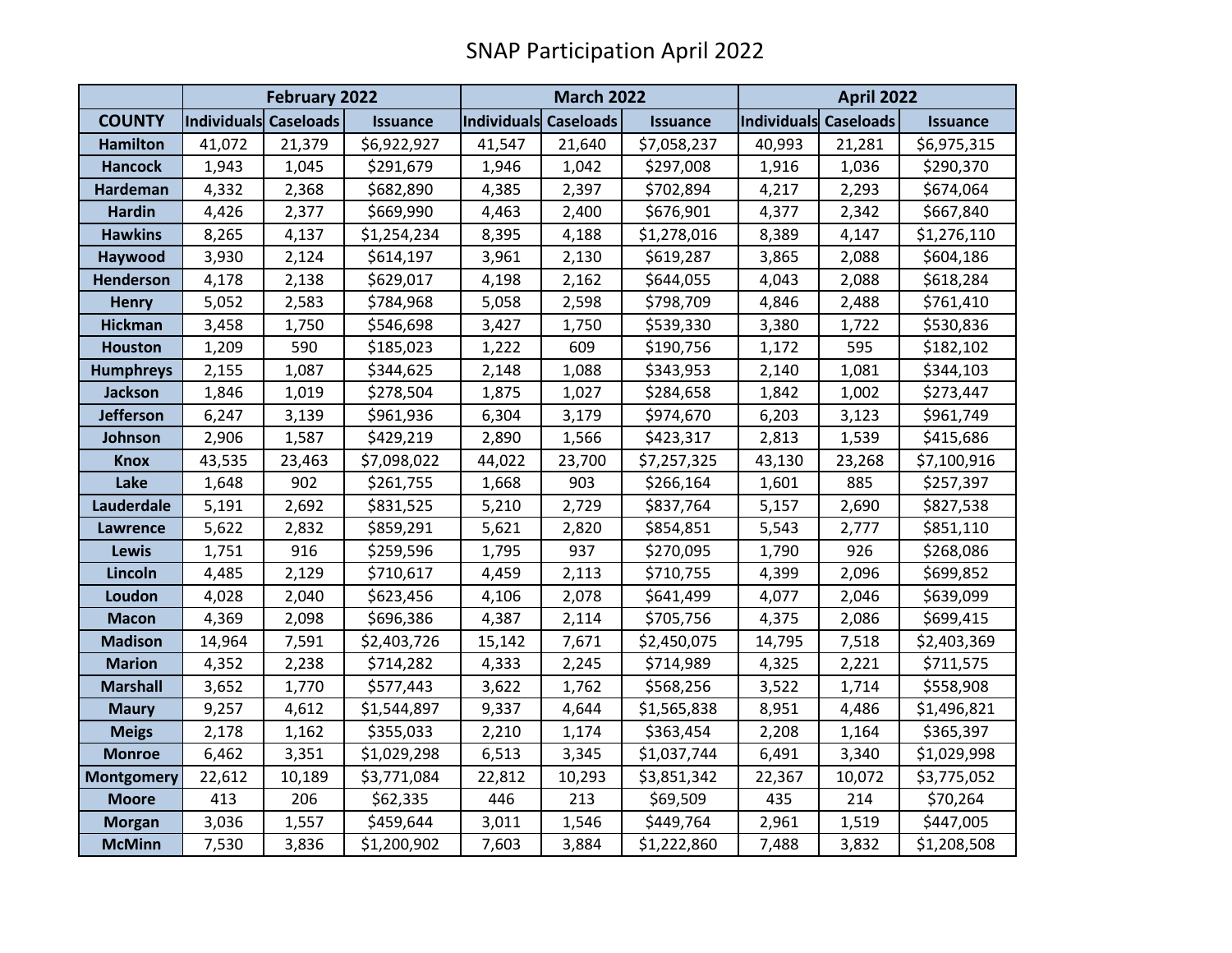# SNAP Participation April 2022

| | February 2022 | | | March 2022 | | | April 2022 | | |
|---|---|---|---|---|---|---|---|---|---|
| COUNTY | Individuals | Caseloads | Issuance | Individuals | Caseloads | Issuance | Individuals | Caseloads | Issuance |
| Hamilton | 41,072 | 21,379 | $6,922,927 | 41,547 | 21,640 | $7,058,237 | 40,993 | 21,281 | $6,975,315 |
| Hancock | 1,943 | 1,045 | $291,679 | 1,946 | 1,042 | $297,008 | 1,916 | 1,036 | $290,370 |
| Hardeman | 4,332 | 2,368 | $682,890 | 4,385 | 2,397 | $702,894 | 4,217 | 2,293 | $674,064 |
| Hardin | 4,426 | 2,377 | $669,990 | 4,463 | 2,400 | $676,901 | 4,377 | 2,342 | $667,840 |
| Hawkins | 8,265 | 4,137 | $1,254,234 | 8,395 | 4,188 | $1,278,016 | 8,389 | 4,147 | $1,276,110 |
| Haywood | 3,930 | 2,124 | $614,197 | 3,961 | 2,130 | $619,287 | 3,865 | 2,088 | $604,186 |
| Henderson | 4,178 | 2,138 | $629,017 | 4,198 | 2,162 | $644,055 | 4,043 | 2,088 | $618,284 |
| Henry | 5,052 | 2,583 | $784,968 | 5,058 | 2,598 | $798,709 | 4,846 | 2,488 | $761,410 |
| Hickman | 3,458 | 1,750 | $546,698 | 3,427 | 1,750 | $539,330 | 3,380 | 1,722 | $530,836 |
| Houston | 1,209 | 590 | $185,023 | 1,222 | 609 | $190,756 | 1,172 | 595 | $182,102 |
| Humphreys | 2,155 | 1,087 | $344,625 | 2,148 | 1,088 | $343,953 | 2,140 | 1,081 | $344,103 |
| Jackson | 1,846 | 1,019 | $278,504 | 1,875 | 1,027 | $284,658 | 1,842 | 1,002 | $273,447 |
| Jefferson | 6,247 | 3,139 | $961,936 | 6,304 | 3,179 | $974,670 | 6,203 | 3,123 | $961,749 |
| Johnson | 2,906 | 1,587 | $429,219 | 2,890 | 1,566 | $423,317 | 2,813 | 1,539 | $415,686 |
| Knox | 43,535 | 23,463 | $7,098,022 | 44,022 | 23,700 | $7,257,325 | 43,130 | 23,268 | $7,100,916 |
| Lake | 1,648 | 902 | $261,755 | 1,668 | 903 | $266,164 | 1,601 | 885 | $257,397 |
| Lauderdale | 5,191 | 2,692 | $831,525 | 5,210 | 2,729 | $837,764 | 5,157 | 2,690 | $827,538 |
| Lawrence | 5,622 | 2,832 | $859,291 | 5,621 | 2,820 | $854,851 | 5,543 | 2,777 | $851,110 |
| Lewis | 1,751 | 916 | $259,596 | 1,795 | 937 | $270,095 | 1,790 | 926 | $268,086 |
| Lincoln | 4,485 | 2,129 | $710,617 | 4,459 | 2,113 | $710,755 | 4,399 | 2,096 | $699,852 |
| Loudon | 4,028 | 2,040 | $623,456 | 4,106 | 2,078 | $641,499 | 4,077 | 2,046 | $639,099 |
| Macon | 4,369 | 2,098 | $696,386 | 4,387 | 2,114 | $705,756 | 4,375 | 2,086 | $699,415 |
| Madison | 14,964 | 7,591 | $2,403,726 | 15,142 | 7,671 | $2,450,075 | 14,795 | 7,518 | $2,403,369 |
| Marion | 4,352 | 2,238 | $714,282 | 4,333 | 2,245 | $714,989 | 4,325 | 2,221 | $711,575 |
| Marshall | 3,652 | 1,770 | $577,443 | 3,622 | 1,762 | $568,256 | 3,522 | 1,714 | $558,908 |
| Maury | 9,257 | 4,612 | $1,544,897 | 9,337 | 4,644 | $1,565,838 | 8,951 | 4,486 | $1,496,821 |
| Meigs | 2,178 | 1,162 | $355,033 | 2,210 | 1,174 | $363,454 | 2,208 | 1,164 | $365,397 |
| Monroe | 6,462 | 3,351 | $1,029,298 | 6,513 | 3,345 | $1,037,744 | 6,491 | 3,340 | $1,029,998 |
| Montgomery | 22,612 | 10,189 | $3,771,084 | 22,812 | 10,293 | $3,851,342 | 22,367 | 10,072 | $3,775,052 |
| Moore | 413 | 206 | $62,335 | 446 | 213 | $69,509 | 435 | 214 | $70,264 |
| Morgan | 3,036 | 1,557 | $459,644 | 3,011 | 1,546 | $449,764 | 2,961 | 1,519 | $447,005 |
| McMinn | 7,530 | 3,836 | $1,200,902 | 7,603 | 3,884 | $1,222,860 | 7,488 | 3,832 | $1,208,508 |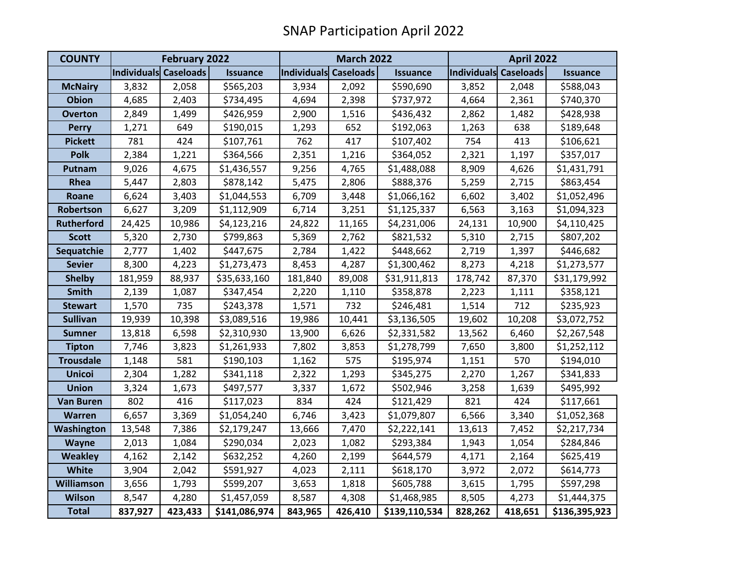# SNAP Participation April 2022

| COUNTY | February 2022 | | | March 2022 | | | April 2022 | | |
|---|---|---|---|---|---|---|---|---|---|
| | Individuals | Caseloads | Issuance | Individuals | Caseloads | Issuance | Individuals | Caseloads | Issuance |
| McNairy | 3,832 | 2,058 | $565,203 | 3,934 | 2,092 | $590,690 | 3,852 | 2,048 | $588,043 |
| Obion | 4,685 | 2,403 | $734,495 | 4,694 | 2,398 | $737,972 | 4,664 | 2,361 | $740,370 |
| Overton | 2,849 | 1,499 | $426,959 | 2,900 | 1,516 | $436,432 | 2,862 | 1,482 | $428,938 |
| Perry | 1,271 | 649 | $190,015 | 1,293 | 652 | $192,063 | 1,263 | 638 | $189,648 |
| Pickett | 781 | 424 | $107,761 | 762 | 417 | $107,402 | 754 | 413 | $106,621 |
| Polk | 2,384 | 1,221 | $364,566 | 2,351 | 1,216 | $364,052 | 2,321 | 1,197 | $357,017 |
| Putnam | 9,026 | 4,675 | $1,436,557 | 9,256 | 4,765 | $1,488,088 | 8,909 | 4,626 | $1,431,791 |
| Rhea | 5,447 | 2,803 | $878,142 | 5,475 | 2,806 | $888,376 | 5,259 | 2,715 | $863,454 |
| Roane | 6,624 | 3,403 | $1,044,553 | 6,709 | 3,448 | $1,066,162 | 6,602 | 3,402 | $1,052,496 |
| Robertson | 6,627 | 3,209 | $1,112,909 | 6,714 | 3,251 | $1,125,337 | 6,563 | 3,163 | $1,094,323 |
| Rutherford | 24,425 | 10,986 | $4,123,216 | 24,822 | 11,165 | $4,231,006 | 24,131 | 10,900 | $4,110,425 |
| Scott | 5,320 | 2,730 | $799,863 | 5,369 | 2,762 | $821,532 | 5,310 | 2,715 | $807,202 |
| Sequatchie | 2,777 | 1,402 | $447,675 | 2,784 | 1,422 | $448,662 | 2,719 | 1,397 | $446,682 |
| Sevier | 8,300 | 4,223 | $1,273,473 | 8,453 | 4,287 | $1,300,462 | 8,273 | 4,218 | $1,273,577 |
| Shelby | 181,959 | 88,937 | $35,633,160 | 181,840 | 89,008 | $31,911,813 | 178,742 | 87,370 | $31,179,992 |
| Smith | 2,139 | 1,087 | $347,454 | 2,220 | 1,110 | $358,878 | 2,223 | 1,111 | $358,121 |
| Stewart | 1,570 | 735 | $243,378 | 1,571 | 732 | $246,481 | 1,514 | 712 | $235,923 |
| Sullivan | 19,939 | 10,398 | $3,089,516 | 19,986 | 10,441 | $3,136,505 | 19,602 | 10,208 | $3,072,752 |
| Sumner | 13,818 | 6,598 | $2,310,930 | 13,900 | 6,626 | $2,331,582 | 13,562 | 6,460 | $2,267,548 |
| Tipton | 7,746 | 3,823 | $1,261,933 | 7,802 | 3,853 | $1,278,799 | 7,650 | 3,800 | $1,252,112 |
| Trousdale | 1,148 | 581 | $190,103 | 1,162 | 575 | $195,974 | 1,151 | 570 | $194,010 |
| Unicoi | 2,304 | 1,282 | $341,118 | 2,322 | 1,293 | $345,275 | 2,270 | 1,267 | $341,833 |
| Union | 3,324 | 1,673 | $497,577 | 3,337 | 1,672 | $502,946 | 3,258 | 1,639 | $495,992 |
| Van Buren | 802 | 416 | $117,023 | 834 | 424 | $121,429 | 821 | 424 | $117,661 |
| Warren | 6,657 | 3,369 | $1,054,240 | 6,746 | 3,423 | $1,079,807 | 6,566 | 3,340 | $1,052,368 |
| Washington | 13,548 | 7,386 | $2,179,247 | 13,666 | 7,470 | $2,222,141 | 13,613 | 7,452 | $2,217,734 |
| Wayne | 2,013 | 1,084 | $290,034 | 2,023 | 1,082 | $293,384 | 1,943 | 1,054 | $284,846 |
| Weakley | 4,162 | 2,142 | $632,252 | 4,260 | 2,199 | $644,579 | 4,171 | 2,164 | $625,419 |
| White | 3,904 | 2,042 | $591,927 | 4,023 | 2,111 | $618,170 | 3,972 | 2,072 | $614,773 |
| Williamson | 3,656 | 1,793 | $599,207 | 3,653 | 1,818 | $605,788 | 3,615 | 1,795 | $597,298 |
| Wilson | 8,547 | 4,280 | $1,457,059 | 8,587 | 4,308 | $1,468,985 | 8,505 | 4,273 | $1,444,375 |
| **Total** | **837,927** | **423,433** | **$141,086,974** | **843,965** | **426,410** | **$139,110,534** | **828,262** | **418,651** | **$136,395,923** |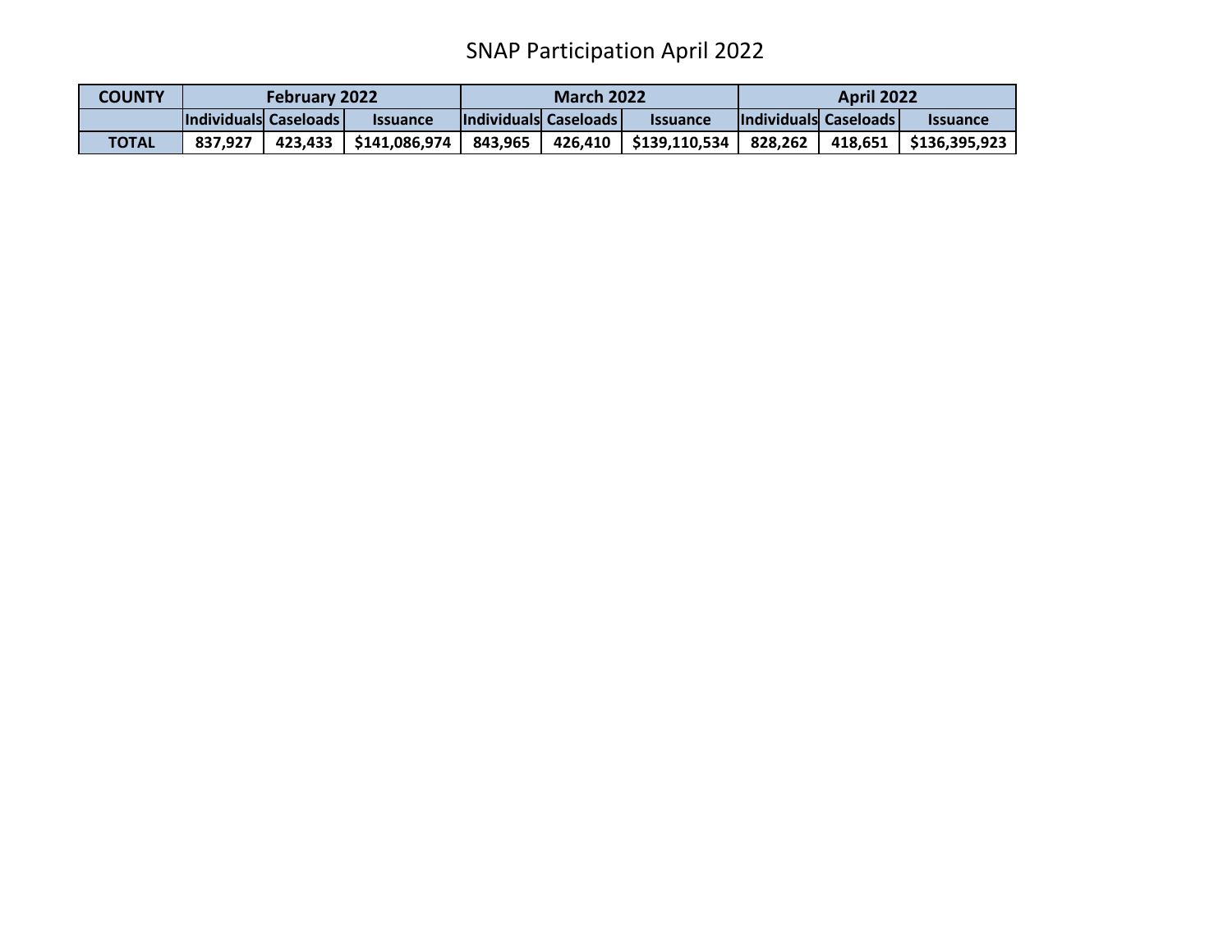# SNAP Participation April 2022

| COUNTY | February 2022 | | | March 2022 | | | April 2022 | | |
|---|---|---|---|---|---|---|---|---|---|
| | Individuals | Caseloads | Issuance | Individuals | Caseloads | Issuance | Individuals | Caseloads | Issuance |
| TOTAL | 837,927 | 423,433 | $141,086,974 | 843,965 | 426,410 | $139,110,534 | 828,262 | 418,651 | $136,395,923 |